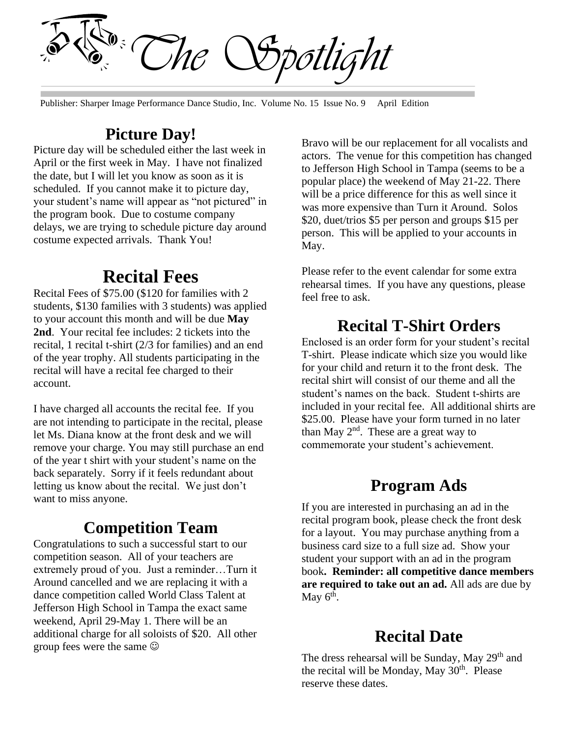# The Spotlight

Publisher: Sharper Image Performance Dance Studio, Inc. Volume No. 15 Issue No. 9 April Edition

## Picture Day!

Picture day will be scheduled either the last week in April or the first week in May. I have not finalized the date, but I will let you know as soon as it is scheduled. If you cannot make it to picture day, your student's name will appear as "not pictured" in the program book. Due to costume company delays, we are trying to schedule picture day around costume expected arrivals. Thank You!

## Recital Fees

Recital Fees of $75.00 ($120 for families with 2 students, $130 families with 3 students) was applied to your account this month and will be due **May 2nd**. Your recital fee includes: 2 tickets into the recital, 1 recital t-shirt (2/3 for families) and an end of the year trophy. All students participating in the recital will have a recital fee charged to their account.

I have charged all accounts the recital fee. If you are not intending to participate in the recital, please let Ms. Diana know at the front desk and we will remove your charge. You may still purchase an end of the year t shirt with your student's name on the back separately. Sorry if it feels redundant about letting us know about the recital. We just don't want to miss anyone.

## Competition Team

Congratulations to such a successful start to our competition season. All of your teachers are extremely proud of you. Just a reminder…Turn it Around cancelled and we are replacing it with a dance competition called World Class Talent at Jefferson High School in Tampa the exact same weekend, April 29-May 1. There will be an additional charge for all soloists of $20. All other group fees were the same ☺

Bravo will be our replacement for all vocalists and actors. The venue for this competition has changed to Jefferson High School in Tampa (seems to be a popular place) the weekend of May 21-22. There will be a price difference for this as well since it was more expensive than Turn it Around. Solos $20, duet/trios $5 per person and groups $15 per person. This will be applied to your accounts in May.

Please refer to the event calendar for some extra rehearsal times. If you have any questions, please feel free to ask.

## Recital T-Shirt Orders

Enclosed is an order form for your student's recital T-shirt. Please indicate which size you would like for your child and return it to the front desk. The recital shirt will consist of our theme and all the student's names on the back. Student t-shirts are included in your recital fee. All additional shirts are $25.00. Please have your form turned in no later than May 2nd. These are a great way to commemorate your student's achievement.

## Program Ads

If you are interested in purchasing an ad in the recital program book, please check the front desk for a layout. You may purchase anything from a business card size to a full size ad. Show your student your support with an ad in the program book**. Reminder: all competitive dance members are required to take out an ad.** All ads are due by May 6th.

## Recital Date

The dress rehearsal will be Sunday, May 29th and the recital will be Monday, May 30th. Please reserve these dates.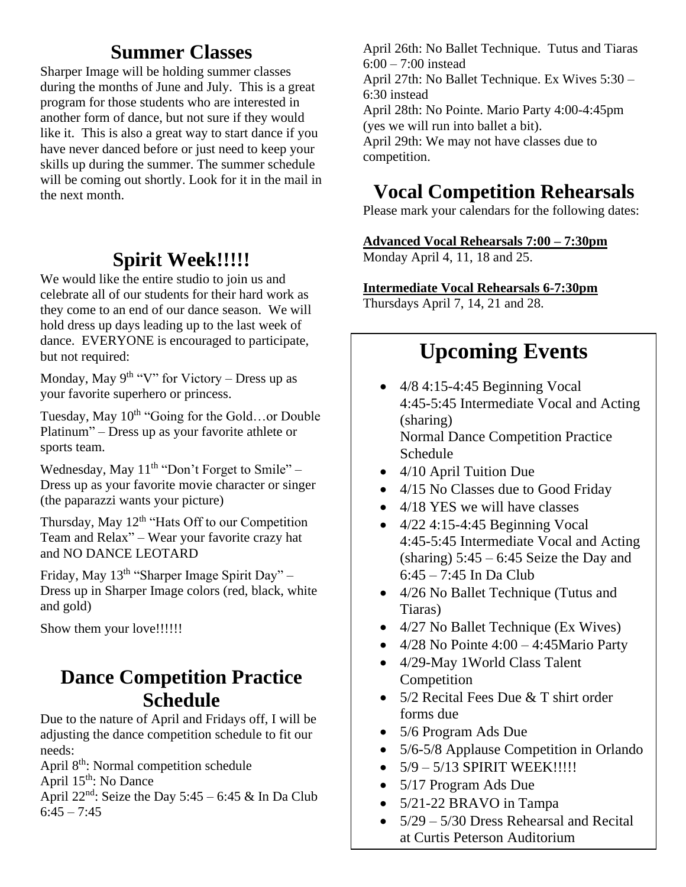## Summer Classes

Sharper Image will be holding summer classes during the months of June and July. This is a great program for those students who are interested in another form of dance, but not sure if they would like it. This is also a great way to start dance if you have never danced before or just need to keep your skills up during the summer. The summer schedule will be coming out shortly. Look for it in the mail in the next month.

## Spirit Week!!!!!

We would like the entire studio to join us and celebrate all of our students for their hard work as they come to an end of our dance season. We will hold dress up days leading up to the last week of dance. EVERYONE is encouraged to participate, but not required:

Monday, May 9th "V" for Victory – Dress up as your favorite superhero or princess.

Tuesday, May 10th "Going for the Gold…or Double Platinum" – Dress up as your favorite athlete or sports team.

Wednesday, May 11th "Don't Forget to Smile" – Dress up as your favorite movie character or singer (the paparazzi wants your picture)

Thursday, May 12th "Hats Off to our Competition Team and Relax" – Wear your favorite crazy hat and NO DANCE LEOTARD

Friday, May 13th "Sharper Image Spirit Day" – Dress up in Sharper Image colors (red, black, white and gold)

Show them your love!!!!!!

## Dance Competition Practice Schedule

Due to the nature of April and Fridays off, I will be adjusting the dance competition schedule to fit our needs:

April 8th: Normal competition schedule
April 15th: No Dance
April 22nd: Seize the Day 5:45 – 6:45 & In Da Club 6:45 – 7:45
April 26th: No Ballet Technique. Tutus and Tiaras 6:00 – 7:00 instead
April 27th: No Ballet Technique. Ex Wives 5:30 – 6:30 instead
April 28th: No Pointe. Mario Party 4:00-4:45pm (yes we will run into ballet a bit).
April 29th: We may not have classes due to competition.

## Vocal Competition Rehearsals

Please mark your calendars for the following dates:

**Advanced Vocal Rehearsals 7:00 – 7:30pm**
Monday April 4, 11, 18 and 25.

**Intermediate Vocal Rehearsals 6-7:30pm**
Thursdays April 7, 14, 21 and 28.

## Upcoming Events

- 4/8 4:15-4:45 Beginning Vocal
  4:45-5:45 Intermediate Vocal and Acting (sharing)
  Normal Dance Competition Practice Schedule
- 4/10 April Tuition Due
- 4/15 No Classes due to Good Friday
- 4/18 YES we will have classes
- 4/22 4:15-4:45 Beginning Vocal
  4:45-5:45 Intermediate Vocal and Acting (sharing) 5:45 – 6:45 Seize the Day and 6:45 – 7:45 In Da Club
- 4/26 No Ballet Technique (Tutus and Tiaras)
- 4/27 No Ballet Technique (Ex Wives)
- 4/28 No Pointe 4:00 – 4:45Mario Party
- 4/29-May 1World Class Talent Competition
- 5/2 Recital Fees Due & T shirt order forms due
- 5/6 Program Ads Due
- 5/6-5/8 Applause Competition in Orlando
- 5/9 – 5/13 SPIRIT WEEK!!!!!
- 5/17 Program Ads Due
- 5/21-22 BRAVO in Tampa
- 5/29 – 5/30 Dress Rehearsal and Recital at Curtis Peterson Auditorium